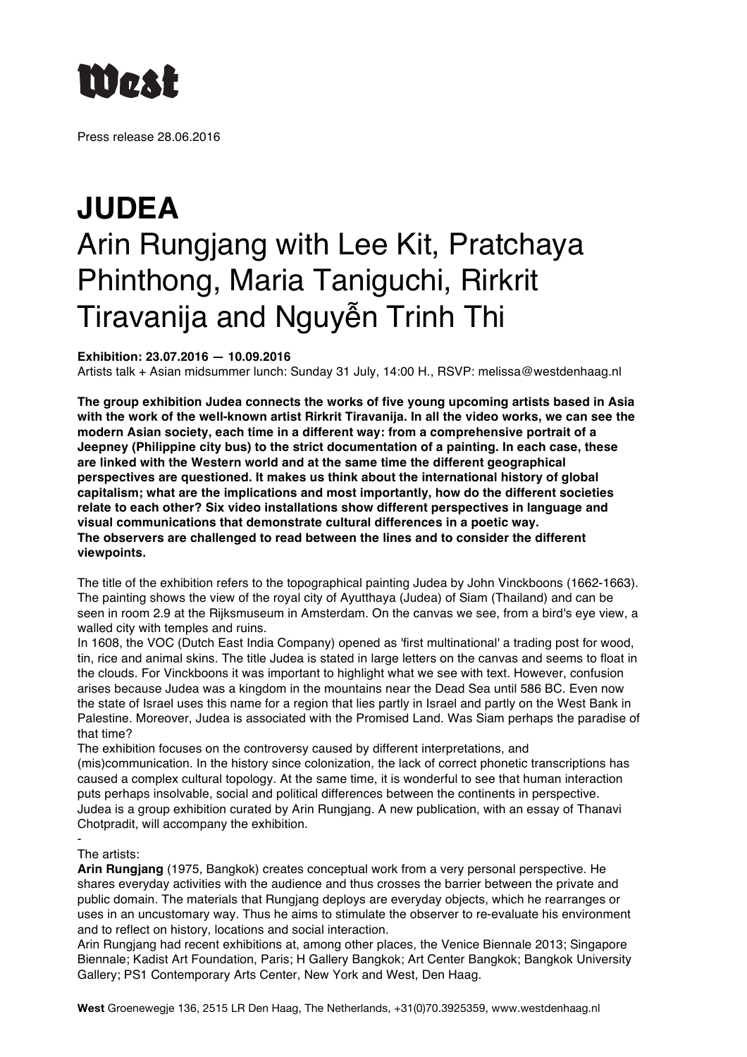West

Press release 28.06.2016

# JUDEA

## Arin Rungjang with Lee Kit, Pratchaya Phinthong, Maria Taniguchi, Rirkrit Tiravanija and Nguyễn Trinh Thi

**Exhibition: 23.07.2016 — 10.09.2016**
Artists talk + Asian midsummer lunch: Sunday 31 July, 14:00 H., RSVP: melissa@westdenhaag.nl

**The group exhibition Judea connects the works of five young upcoming artists based in Asia with the work of the well-known artist Rirkrit Tiravanija. In all the video works, we can see the modern Asian society, each time in a different way: from a comprehensive portrait of a Jeepney (Philippine city bus) to the strict documentation of a painting. In each case, these are linked with the Western world and at the same time the different geographical perspectives are questioned. It makes us think about the international history of global capitalism; what are the implications and most importantly, how do the different societies relate to each other? Six video installations show different perspectives in language and visual communications that demonstrate cultural differences in a poetic way. The observers are challenged to read between the lines and to consider the different viewpoints.**

The title of the exhibition refers to the topographical painting Judea by John Vinckboons (1662-1663). The painting shows the view of the royal city of Ayutthaya (Judea) of Siam (Thailand) and can be seen in room 2.9 at the Rijksmuseum in Amsterdam. On the canvas we see, from a bird's eye view, a walled city with temples and ruins.
In 1608, the VOC (Dutch East India Company) opened as 'first multinational' a trading post for wood, tin, rice and animal skins. The title Judea is stated in large letters on the canvas and seems to float in the clouds. For Vinckboons it was important to highlight what we see with text. However, confusion arises because Judea was a kingdom in the mountains near the Dead Sea until 586 BC. Even now the state of Israel uses this name for a region that lies partly in Israel and partly on the West Bank in Palestine. Moreover, Judea is associated with the Promised Land. Was Siam perhaps the paradise of that time?
The exhibition focuses on the controversy caused by different interpretations, and (mis)communication. In the history since colonization, the lack of correct phonetic transcriptions has caused a complex cultural topology. At the same time, it is wonderful to see that human interaction puts perhaps insolvable, social and political differences between the continents in perspective.
Judea is a group exhibition curated by Arin Rungjang. A new publication, with an essay of Thanavi Chotpradit, will accompany the exhibition.

-

The artists:
**Arin Rungjang** (1975, Bangkok) creates conceptual work from a very personal perspective. He shares everyday activities with the audience and thus crosses the barrier between the private and public domain. The materials that Rungjang deploys are everyday objects, which he rearranges or uses in an uncustomary way. Thus he aims to stimulate the observer to re-evaluate his environment and to reflect on history, locations and social interaction.
Arin Rungjang had recent exhibitions at, among other places, the Venice Biennale 2013; Singapore Biennale; Kadist Art Foundation, Paris; H Gallery Bangkok; Art Center Bangkok; Bangkok University Gallery; PS1 Contemporary Arts Center, New York and West, Den Haag.

**West** Groenewegje 136, 2515 LR Den Haag, The Netherlands, +31(0)70.3925359, www.westdenhaag.nl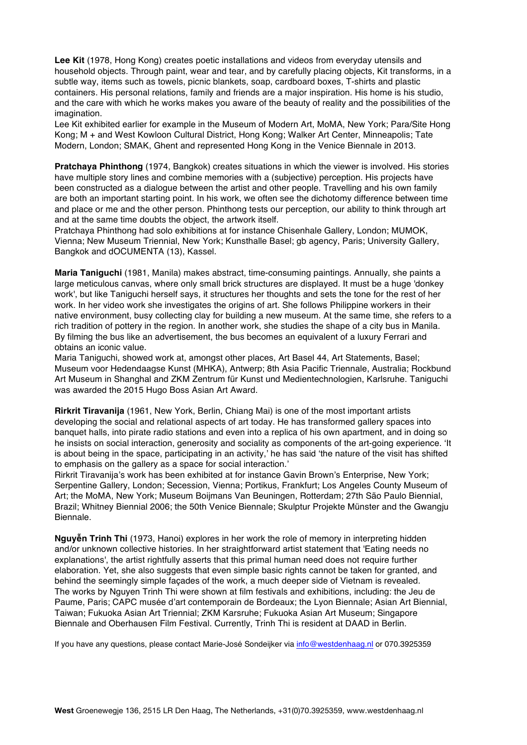**Lee Kit** (1978, Hong Kong) creates poetic installations and videos from everyday utensils and household objects. Through paint, wear and tear, and by carefully placing objects, Kit transforms, in a subtle way, items such as towels, picnic blankets, soap, cardboard boxes, T-shirts and plastic containers. His personal relations, family and friends are a major inspiration. His home is his studio, and the care with which he works makes you aware of the beauty of reality and the possibilities of the imagination.
Lee Kit exhibited earlier for example in the Museum of Modern Art, MoMA, New York; Para/Site Hong Kong; M + and West Kowloon Cultural District, Hong Kong; Walker Art Center, Minneapolis; Tate Modern, London; SMAK, Ghent and represented Hong Kong in the Venice Biennale in 2013.

**Pratchaya Phinthong** (1974, Bangkok) creates situations in which the viewer is involved. His stories have multiple story lines and combine memories with a (subjective) perception. His projects have been constructed as a dialogue between the artist and other people. Travelling and his own family are both an important starting point. In his work, we often see the dichotomy difference between time and place or me and the other person. Phinthong tests our perception, our ability to think through art and at the same time doubts the object, the artwork itself.
Pratchaya Phinthong had solo exhibitions at for instance Chisenhale Gallery, London; MUMOK, Vienna; New Museum Triennial, New York; Kunsthalle Basel; gb agency, Paris; University Gallery, Bangkok and dOCUMENTA (13), Kassel.

**Maria Taniguchi** (1981, Manila) makes abstract, time-consuming paintings. Annually, she paints a large meticulous canvas, where only small brick structures are displayed. It must be a huge 'donkey work', but like Taniguchi herself says, it structures her thoughts and sets the tone for the rest of her work. In her video work she investigates the origins of art. She follows Philippine workers in their native environment, busy collecting clay for building a new museum. At the same time, she refers to a rich tradition of pottery in the region. In another work, she studies the shape of a city bus in Manila. By filming the bus like an advertisement, the bus becomes an equivalent of a luxury Ferrari and obtains an iconic value.
Maria Taniguchi, showed work at, amongst other places, Art Basel 44, Art Statements, Basel; Museum voor Hedendaagse Kunst (MHKA), Antwerp; 8th Asia Pacific Triennale, Australia; Rockbund Art Museum in Shanghai and ZKM Zentrum für Kunst und Medientechnologien, Karlsruhe. Taniguchi was awarded the 2015 Hugo Boss Asian Art Award.

**Rirkrit Tiravanija** (1961, New York, Berlin, Chiang Mai) is one of the most important artists developing the social and relational aspects of art today. He has transformed gallery spaces into banquet halls, into pirate radio stations and even into a replica of his own apartment, and in doing so he insists on social interaction, generosity and sociality as components of the art-going experience. 'It is about being in the space, participating in an activity,' he has said 'the nature of the visit has shifted to emphasis on the gallery as a space for social interaction.'
Rirkrit Tiravanija's work has been exhibited at for instance Gavin Brown's Enterprise, New York; Serpentine Gallery, London; Secession, Vienna; Portikus, Frankfurt; Los Angeles County Museum of Art; the MoMA, New York; Museum Boijmans Van Beuningen, Rotterdam; 27th São Paulo Biennial, Brazil; Whitney Biennial 2006; the 50th Venice Biennale; Skulptur Projekte Münster and the Gwangju Biennale.

**Nguyễn Trinh Thi** (1973, Hanoi) explores in her work the role of memory in interpreting hidden and/or unknown collective histories. In her straightforward artist statement that 'Eating needs no explanations', the artist rightfully asserts that this primal human need does not require further elaboration. Yet, she also suggests that even simple basic rights cannot be taken for granted, and behind the seemingly simple façades of the work, a much deeper side of Vietnam is revealed.
The works by Nguyen Trinh Thi were shown at film festivals and exhibitions, including: the Jeu de Paume, Paris; CAPC musée d'art contemporain de Bordeaux; the Lyon Biennale; Asian Art Biennial, Taiwan; Fukuoka Asian Art Triennial; ZKM Karsruhe; Fukuoka Asian Art Museum; Singapore Biennale and Oberhausen Film Festival. Currently, Trinh Thi is resident at DAAD in Berlin.

If you have any questions, please contact Marie-José Sondeijker via info@westdenhaag.nl or 070.3925359

**West** Groenewegje 136, 2515 LR Den Haag, The Netherlands, +31(0)70.3925359, www.westdenhaag.nl